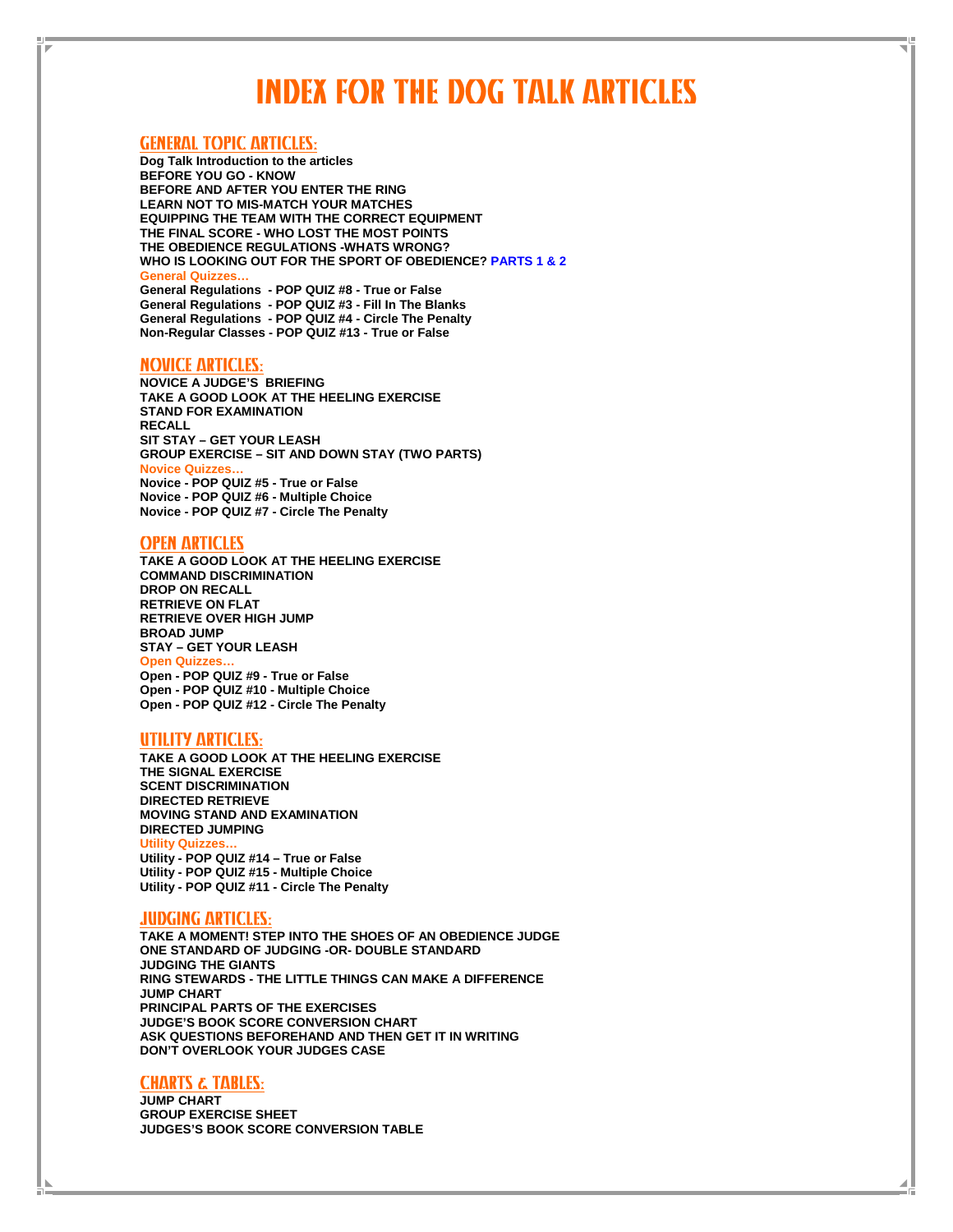# INDEX FOR THE DOG TALK ARTICLES

## GENERAL TOPIC ARTICLES:

**Dog Talk Introduction to the articles**
**BEFORE YOU GO - KNOW**
**BEFORE AND AFTER YOU ENTER THE RING**
**LEARN NOT TO MIS-MATCH YOUR MATCHES**
**EQUIPPING THE TEAM WITH THE CORRECT EQUIPMENT**
**THE FINAL SCORE - WHO LOST THE MOST POINTS**
**THE OBEDIENCE REGULATIONS -WHATS WRONG?**
**WHO IS LOOKING OUT FOR THE SPORT OF OBEDIENCE? PARTS 1 & 2**

**General Quizzes…**

**General Regulations - POP QUIZ #8 - True or False**
**General Regulations - POP QUIZ #3 - Fill In The Blanks**
**General Regulations - POP QUIZ #4 - Circle The Penalty**
**Non-Regular Classes - POP QUIZ #13 - True or False**

## NOVICE ARTICLES:

**NOVICE A JUDGE'S BRIEFING**
**TAKE A GOOD LOOK AT THE HEELING EXERCISE**
**STAND FOR EXAMINATION**
**RECALL**
**SIT STAY – GET YOUR LEASH**
**GROUP EXERCISE – SIT AND DOWN STAY (TWO PARTS)**

**Novice Quizzes…**

**Novice - POP QUIZ #5 - True or False**
**Novice - POP QUIZ #6 - Multiple Choice**
**Novice - POP QUIZ #7 - Circle The Penalty**

## OPEN ARTICLES

**TAKE A GOOD LOOK AT THE HEELING EXERCISE**
**COMMAND DISCRIMINATION**
**DROP ON RECALL**
**RETRIEVE ON FLAT**
**RETRIEVE OVER HIGH JUMP**
**BROAD JUMP**
**STAY – GET YOUR LEASH**

**Open Quizzes…**

**Open - POP QUIZ #9 - True or False**
**Open - POP QUIZ #10 - Multiple Choice**
**Open - POP QUIZ #12 - Circle The Penalty**

## UTILITY ARTICLES:

**TAKE A GOOD LOOK AT THE HEELING EXERCISE**
**THE SIGNAL EXERCISE**
**SCENT DISCRIMINATION**
**DIRECTED RETRIEVE**
**MOVING STAND AND EXAMINATION**
**DIRECTED JUMPING**

**Utility Quizzes…**

**Utility - POP QUIZ #14 – True or False**
**Utility - POP QUIZ #15 - Multiple Choice**
**Utility - POP QUIZ #11 - Circle The Penalty**

## JUDGING ARTICLES:

**TAKE A MOMENT! STEP INTO THE SHOES OF AN OBEDIENCE JUDGE**
**ONE STANDARD OF JUDGING -OR- DOUBLE STANDARD**
**JUDGING THE GIANTS**
**RING STEWARDS - THE LITTLE THINGS CAN MAKE A DIFFERENCE**
**JUMP CHART**
**PRINCIPAL PARTS OF THE EXERCISES**
**JUDGE'S BOOK SCORE CONVERSION CHART**
**ASK QUESTIONS BEFOREHAND AND THEN GET IT IN WRITING**
**DON'T OVERLOOK YOUR JUDGES CASE**

## CHARTS & TABLES:

**JUMP CHART**
**GROUP EXERCISE SHEET**
**JUDGES'S BOOK SCORE CONVERSION TABLE**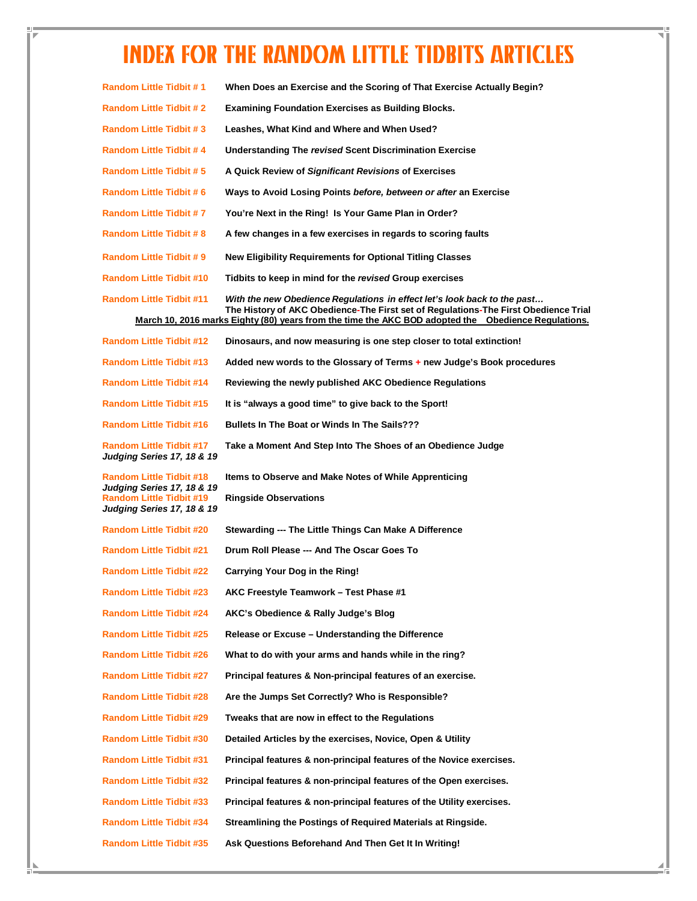# INDEX FOR THE RANDOM LITTLE TIDBITS ARTICLES

| | |
|---|---|
| **Random Little Tidbit # 1** | **When Does an Exercise and the Scoring of That Exercise Actually Begin?** |
| **Random Little Tidbit # 2** | **Examining Foundation Exercises as Building Blocks.** |
| **Random Little Tidbit # 3** | **Leashes, What Kind and Where and When Used?** |
| **Random Little Tidbit # 4** | **Understanding The *revised* Scent Discrimination Exercise** |
| **Random Little Tidbit # 5** | **A Quick Review of *Significant Revisions* of Exercises** |
| **Random Little Tidbit # 6** | **Ways to Avoid Losing Points *before, between or after* an Exercise** |
| **Random Little Tidbit # 7** | **You're Next in the Ring! Is Your Game Plan in Order?** |
| **Random Little Tidbit # 8** | **A few changes in a few exercises in regards to scoring faults** |
| **Random Little Tidbit # 9** | **New Eligibility Requirements for Optional Titling Classes** |
| **Random Little Tidbit #10** | **Tidbits to keep in mind for the *revised* Group exercises** |
| **Random Little Tidbit #11** | ***With the new Obedience Regulations in effect let's look back to the past…*** **The History of AKC Obedience-The First set of Regulations-The First Obedience Trial** |

**March 10, 2016 marks Eighty (80) years from the time the AKC BOD adopted the Obedience Regulations.**

| | |
|---|---|
| **Random Little Tidbit #12** | **Dinosaurs, and now measuring is one step closer to total extinction!** |
| **Random Little Tidbit #13** | **Added new words to the Glossary of Terms + new Judge's Book procedures** |
| **Random Little Tidbit #14** | **Reviewing the newly published AKC Obedience Regulations** |
| **Random Little Tidbit #15** | **It is "always a good time" to give back to the Sport!** |
| **Random Little Tidbit #16** | **Bullets In The Boat or Winds In The Sails???** |
| **Random Little Tidbit #17** ***Judging Series 17, 18 & 19*** | **Take a Moment And Step Into The Shoes of an Obedience Judge** |
| **Random Little Tidbit #18** ***Judging Series 17, 18 & 19*** | **Items to Observe and Make Notes of While Apprenticing** |
| **Random Little Tidbit #19** ***Judging Series 17, 18 & 19*** | **Ringside Observations** |
| **Random Little Tidbit #20** | **Stewarding --- The Little Things Can Make A Difference** |
| **Random Little Tidbit #21** | **Drum Roll Please --- And The Oscar Goes To** |
| **Random Little Tidbit #22** | **Carrying Your Dog in the Ring!** |
| **Random Little Tidbit #23** | **AKC Freestyle Teamwork – Test Phase #1** |
| **Random Little Tidbit #24** | **AKC's Obedience & Rally Judge's Blog** |
| **Random Little Tidbit #25** | **Release or Excuse – Understanding the Difference** |
| **Random Little Tidbit #26** | **What to do with your arms and hands while in the ring?** |
| **Random Little Tidbit #27** | **Principal features & Non-principal features of an exercise.** |
| **Random Little Tidbit #28** | **Are the Jumps Set Correctly? Who is Responsible?** |
| **Random Little Tidbit #29** | **Tweaks that are now in effect to the Regulations** |
| **Random Little Tidbit #30** | **Detailed Articles by the exercises, Novice, Open & Utility** |
| **Random Little Tidbit #31** | **Principal features & non-principal features of the Novice exercises.** |
| **Random Little Tidbit #32** | **Principal features & non-principal features of the Open exercises.** |
| **Random Little Tidbit #33** | **Principal features & non-principal features of the Utility exercises.** |
| **Random Little Tidbit #34** | **Streamlining the Postings of Required Materials at Ringside.** |
| **Random Little Tidbit #35** | **Ask Questions Beforehand And Then Get It In Writing!** |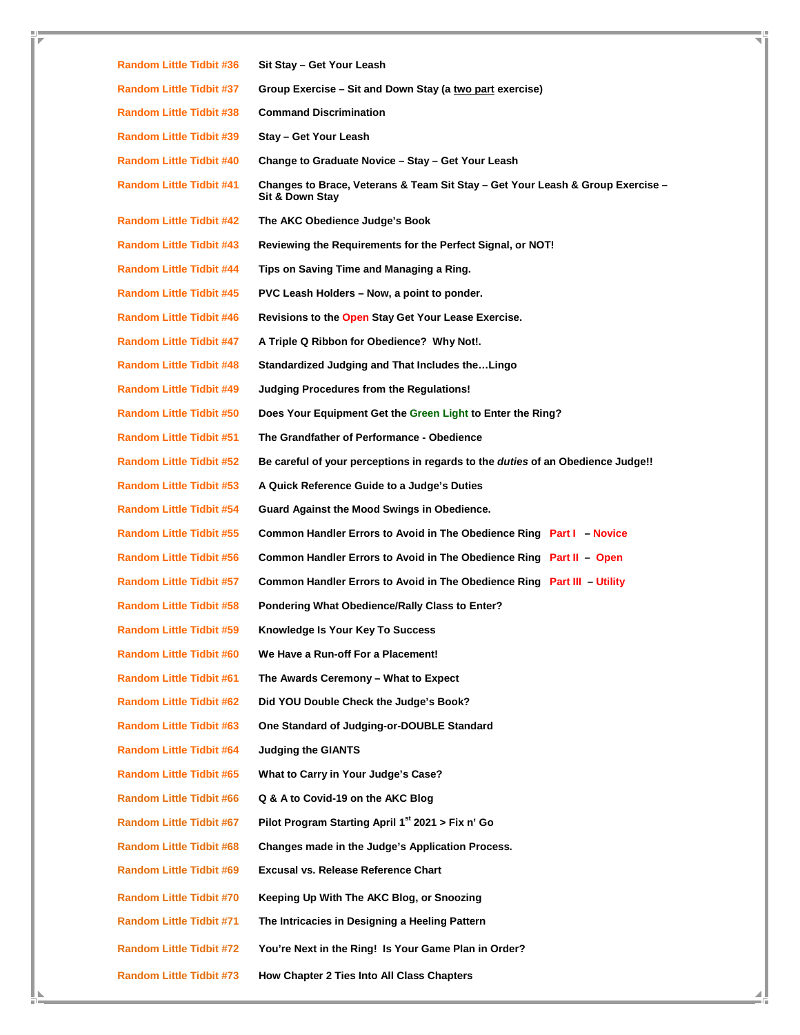| | |
|---|---|
| **Random Little Tidbit #36** | **Sit Stay – Get Your Leash** |
| **Random Little Tidbit #37** | **Group Exercise – Sit and Down Stay (a two part exercise)** |
| **Random Little Tidbit #38** | **Command Discrimination** |
| **Random Little Tidbit #39** | **Stay – Get Your Leash** |
| **Random Little Tidbit #40** | **Change to Graduate Novice – Stay – Get Your Leash** |
| **Random Little Tidbit #41** | **Changes to Brace, Veterans & Team Sit Stay – Get Your Leash & Group Exercise – Sit & Down Stay** |
| **Random Little Tidbit #42** | **The AKC Obedience Judge's Book** |
| **Random Little Tidbit #43** | **Reviewing the Requirements for the Perfect Signal, or NOT!** |
| **Random Little Tidbit #44** | **Tips on Saving Time and Managing a Ring.** |
| **Random Little Tidbit #45** | **PVC Leash Holders – Now, a point to ponder.** |
| **Random Little Tidbit #46** | **Revisions to the Open Stay Get Your Lease Exercise.** |
| **Random Little Tidbit #47** | **A Triple Q Ribbon for Obedience? Why Not!.** |
| **Random Little Tidbit #48** | **Standardized Judging and That Includes the…Lingo** |
| **Random Little Tidbit #49** | **Judging Procedures from the Regulations!** |
| **Random Little Tidbit #50** | **Does Your Equipment Get the Green Light to Enter the Ring?** |
| **Random Little Tidbit #51** | **The Grandfather of Performance - Obedience** |
| **Random Little Tidbit #52** | **Be careful of your perceptions in regards to the *duties* of an Obedience Judge!!** |
| **Random Little Tidbit #53** | **A Quick Reference Guide to a Judge's Duties** |
| **Random Little Tidbit #54** | **Guard Against the Mood Swings in Obedience.** |
| **Random Little Tidbit #55** | **Common Handler Errors to Avoid in The Obedience Ring Part I – Novice** |
| **Random Little Tidbit #56** | **Common Handler Errors to Avoid in The Obedience Ring Part II – Open** |
| **Random Little Tidbit #57** | **Common Handler Errors to Avoid in The Obedience Ring Part III – Utility** |
| **Random Little Tidbit #58** | **Pondering What Obedience/Rally Class to Enter?** |
| **Random Little Tidbit #59** | **Knowledge Is Your Key To Success** |
| **Random Little Tidbit #60** | **We Have a Run-off For a Placement!** |
| **Random Little Tidbit #61** | **The Awards Ceremony – What to Expect** |
| **Random Little Tidbit #62** | **Did YOU Double Check the Judge's Book?** |
| **Random Little Tidbit #63** | **One Standard of Judging-or-DOUBLE Standard** |
| **Random Little Tidbit #64** | **Judging the GIANTS** |
| **Random Little Tidbit #65** | **What to Carry in Your Judge's Case?** |
| **Random Little Tidbit #66** | **Q & A to Covid-19 on the AKC Blog** |
| **Random Little Tidbit #67** | **Pilot Program Starting April 1st 2021 > Fix n' Go** |
| **Random Little Tidbit #68** | **Changes made in the Judge's Application Process.** |
| **Random Little Tidbit #69** | **Excusal vs. Release Reference Chart** |
| **Random Little Tidbit #70** | **Keeping Up With The AKC Blog, or Snoozing** |
| **Random Little Tidbit #71** | **The Intricacies in Designing a Heeling Pattern** |
| **Random Little Tidbit #72** | **You're Next in the Ring! Is Your Game Plan in Order?** |
| **Random Little Tidbit #73** | **How Chapter 2 Ties Into All Class Chapters** |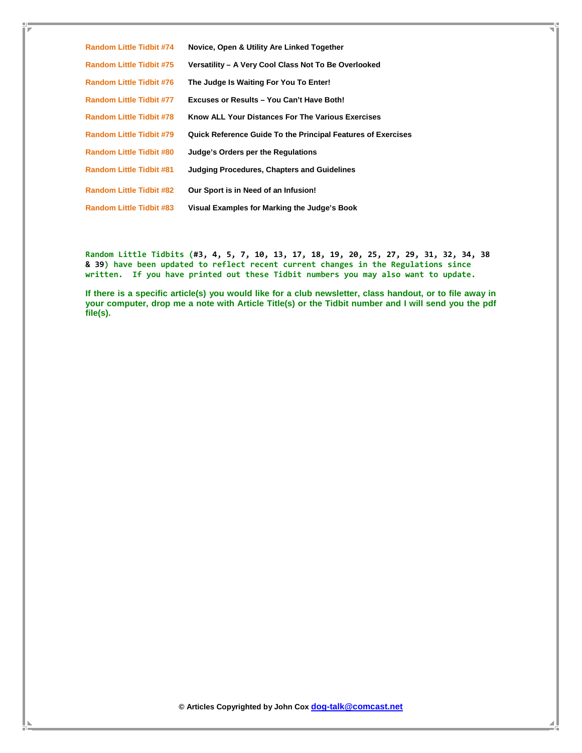| | |
|---|---|
| Random Little Tidbit #74 | **Novice, Open & Utility Are Linked Together** |
| Random Little Tidbit #75 | **Versatility – A Very Cool Class Not To Be Overlooked** |
| Random Little Tidbit #76 | **The Judge Is Waiting For You To Enter!** |
| Random Little Tidbit #77 | **Excuses or Results – You Can't Have Both!** |
| Random Little Tidbit #78 | **Know ALL Your Distances For The Various Exercises** |
| Random Little Tidbit #79 | **Quick Reference Guide To the Principal Features of Exercises** |
| Random Little Tidbit #80 | **Judge's Orders per the Regulations** |
| Random Little Tidbit #81 | **Judging Procedures, Chapters and Guidelines** |
| Random Little Tidbit #82 | **Our Sport is in Need of an Infusion!** |
| Random Little Tidbit #83 | **Visual Examples for Marking the Judge's Book** |

**Random Little Tidbits (#3, 4, 5, 7, 10, 13, 17, 18, 19, 20, 25, 27, 29, 31, 32, 34, 38 & 39) have been updated to reflect recent current changes in the Regulations since written. If you have printed out these Tidbit numbers you may also want to update.**

**If there is a specific article(s) you would like for a club newsletter, class handout, or to file away in your computer, drop me a note with Article Title(s) or the Tidbit number and I will send you the pdf file(s).**

**© Articles Copyrighted by John Cox dog-talk@comcast.net**